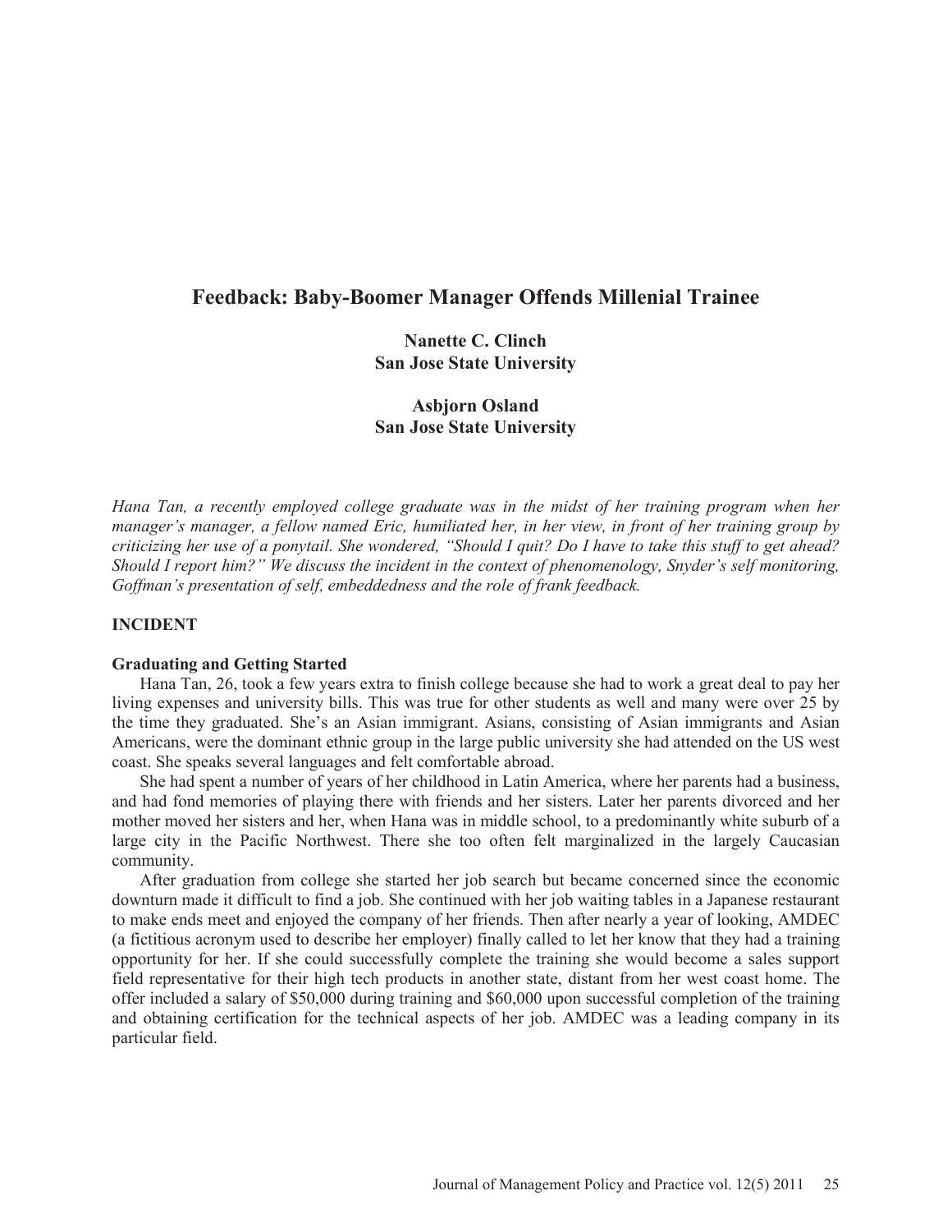# Feedback: Baby-Boomer Manager Offends Millenial Trainee

**Nanette C. Clinch**
**San Jose State University**

**Asbjorn Osland**
**San Jose State University**

*Hana Tan, a recently employed college graduate was in the midst of her training program when her manager's manager, a fellow named Eric, humiliated her, in her view, in front of her training group by criticizing her use of a ponytail. She wondered, "Should I quit? Do I have to take this stuff to get ahead? Should I report him?" We discuss the incident in the context of phenomenology, Snyder's self monitoring, Goffman's presentation of self, embeddedness and the role of frank feedback.*

## INCIDENT

### Graduating and Getting Started

Hana Tan, 26, took a few years extra to finish college because she had to work a great deal to pay her living expenses and university bills. This was true for other students as well and many were over 25 by the time they graduated. She's an Asian immigrant. Asians, consisting of Asian immigrants and Asian Americans, were the dominant ethnic group in the large public university she had attended on the US west coast. She speaks several languages and felt comfortable abroad.

She had spent a number of years of her childhood in Latin America, where her parents had a business, and had fond memories of playing there with friends and her sisters. Later her parents divorced and her mother moved her sisters and her, when Hana was in middle school, to a predominantly white suburb of a large city in the Pacific Northwest. There she too often felt marginalized in the largely Caucasian community.

After graduation from college she started her job search but became concerned since the economic downturn made it difficult to find a job. She continued with her job waiting tables in a Japanese restaurant to make ends meet and enjoyed the company of her friends. Then after nearly a year of looking, AMDEC (a fictitious acronym used to describe her employer) finally called to let her know that they had a training opportunity for her. If she could successfully complete the training she would become a sales support field representative for their high tech products in another state, distant from her west coast home. The offer included a salary of \$50,000 during training and \$60,000 upon successful completion of the training and obtaining certification for the technical aspects of her job. AMDEC was a leading company in its particular field.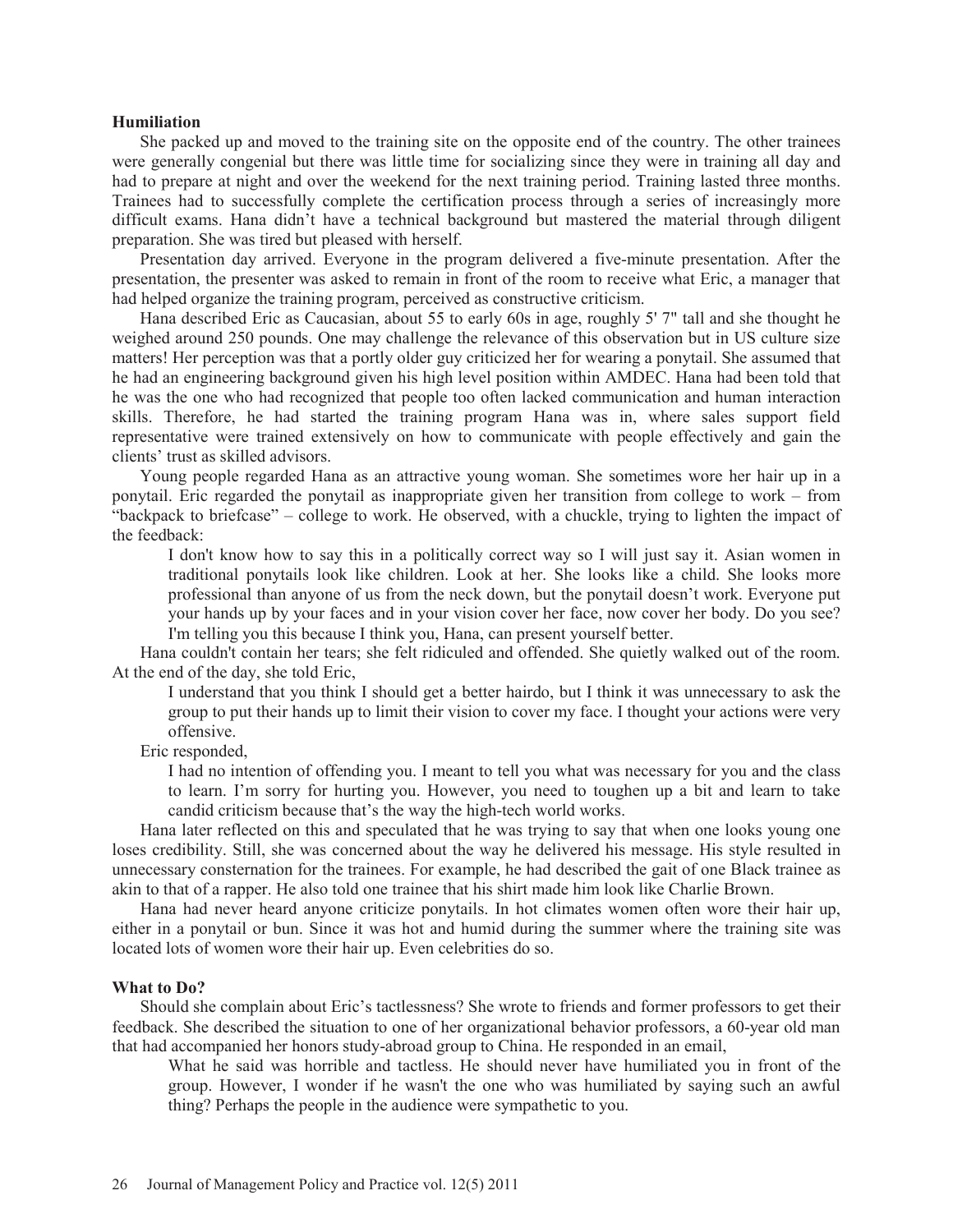## Humiliation

She packed up and moved to the training site on the opposite end of the country. The other trainees were generally congenial but there was little time for socializing since they were in training all day and had to prepare at night and over the weekend for the next training period. Training lasted three months. Trainees had to successfully complete the certification process through a series of increasingly more difficult exams. Hana didn't have a technical background but mastered the material through diligent preparation. She was tired but pleased with herself.

Presentation day arrived. Everyone in the program delivered a five-minute presentation. After the presentation, the presenter was asked to remain in front of the room to receive what Eric, a manager that had helped organize the training program, perceived as constructive criticism.

Hana described Eric as Caucasian, about 55 to early 60s in age, roughly 5' 7" tall and she thought he weighed around 250 pounds. One may challenge the relevance of this observation but in US culture size matters! Her perception was that a portly older guy criticized her for wearing a ponytail. She assumed that he had an engineering background given his high level position within AMDEC. Hana had been told that he was the one who had recognized that people too often lacked communication and human interaction skills. Therefore, he had started the training program Hana was in, where sales support field representative were trained extensively on how to communicate with people effectively and gain the clients' trust as skilled advisors.

Young people regarded Hana as an attractive young woman. She sometimes wore her hair up in a ponytail. Eric regarded the ponytail as inappropriate given her transition from college to work – from "backpack to briefcase" – college to work. He observed, with a chuckle, trying to lighten the impact of the feedback:

> I don't know how to say this in a politically correct way so I will just say it. Asian women in traditional ponytails look like children. Look at her. She looks like a child. She looks more professional than anyone of us from the neck down, but the ponytail doesn't work. Everyone put your hands up by your faces and in your vision cover her face, now cover her body. Do you see? I'm telling you this because I think you, Hana, can present yourself better.

Hana couldn't contain her tears; she felt ridiculed and offended. She quietly walked out of the room. At the end of the day, she told Eric,

> I understand that you think I should get a better hairdo, but I think it was unnecessary to ask the group to put their hands up to limit their vision to cover my face. I thought your actions were very offensive.

Eric responded,

> I had no intention of offending you. I meant to tell you what was necessary for you and the class to learn. I'm sorry for hurting you. However, you need to toughen up a bit and learn to take candid criticism because that's the way the high-tech world works.

Hana later reflected on this and speculated that he was trying to say that when one looks young one loses credibility. Still, she was concerned about the way he delivered his message. His style resulted in unnecessary consternation for the trainees. For example, he had described the gait of one Black trainee as akin to that of a rapper. He also told one trainee that his shirt made him look like Charlie Brown.

Hana had never heard anyone criticize ponytails. In hot climates women often wore their hair up, either in a ponytail or bun. Since it was hot and humid during the summer where the training site was located lots of women wore their hair up. Even celebrities do so.

## What to Do?

Should she complain about Eric's tactlessness? She wrote to friends and former professors to get their feedback. She described the situation to one of her organizational behavior professors, a 60-year old man that had accompanied her honors study-abroad group to China. He responded in an email,

> What he said was horrible and tactless. He should never have humiliated you in front of the group. However, I wonder if he wasn't the one who was humiliated by saying such an awful thing? Perhaps the people in the audience were sympathetic to you.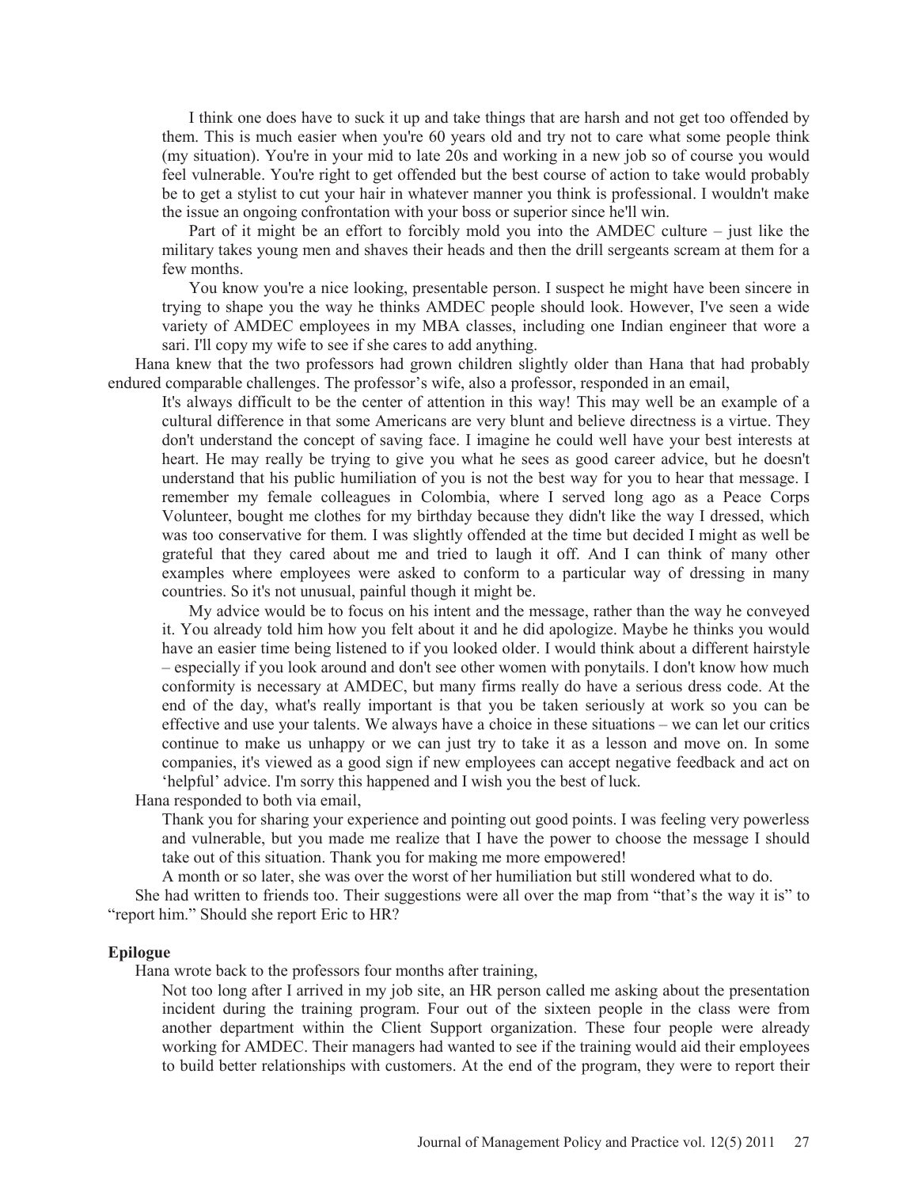I think one does have to suck it up and take things that are harsh and not get too offended by them. This is much easier when you're 60 years old and try not to care what some people think (my situation). You're in your mid to late 20s and working in a new job so of course you would feel vulnerable. You're right to get offended but the best course of action to take would probably be to get a stylist to cut your hair in whatever manner you think is professional. I wouldn't make the issue an ongoing confrontation with your boss or superior since he'll win.

> Part of it might be an effort to forcibly mold you into the AMDEC culture – just like the military takes young men and shaves their heads and then the drill sergeants scream at them for a few months.

> You know you're a nice looking, presentable person. I suspect he might have been sincere in trying to shape you the way he thinks AMDEC people should look. However, I've seen a wide variety of AMDEC employees in my MBA classes, including one Indian engineer that wore a sari. I'll copy my wife to see if she cares to add anything.

Hana knew that the two professors had grown children slightly older than Hana that had probably endured comparable challenges. The professor's wife, also a professor, responded in an email,

> It's always difficult to be the center of attention in this way! This may well be an example of a cultural difference in that some Americans are very blunt and believe directness is a virtue. They don't understand the concept of saving face. I imagine he could well have your best interests at heart. He may really be trying to give you what he sees as good career advice, but he doesn't understand that his public humiliation of you is not the best way for you to hear that message. I remember my female colleagues in Colombia, where I served long ago as a Peace Corps Volunteer, bought me clothes for my birthday because they didn't like the way I dressed, which was too conservative for them. I was slightly offended at the time but decided I might as well be grateful that they cared about me and tried to laugh it off. And I can think of many other examples where employees were asked to conform to a particular way of dressing in many countries. So it's not unusual, painful though it might be.

> My advice would be to focus on his intent and the message, rather than the way he conveyed it. You already told him how you felt about it and he did apologize. Maybe he thinks you would have an easier time being listened to if you looked older. I would think about a different hairstyle – especially if you look around and don't see other women with ponytails. I don't know how much conformity is necessary at AMDEC, but many firms really do have a serious dress code. At the end of the day, what's really important is that you be taken seriously at work so you can be effective and use your talents. We always have a choice in these situations – we can let our critics continue to make us unhappy or we can just try to take it as a lesson and move on. In some companies, it's viewed as a good sign if new employees can accept negative feedback and act on 'helpful' advice. I'm sorry this happened and I wish you the best of luck.

Hana responded to both via email,

> Thank you for sharing your experience and pointing out good points. I was feeling very powerless and vulnerable, but you made me realize that I have the power to choose the message I should take out of this situation. Thank you for making me more empowered!

A month or so later, she was over the worst of her humiliation but still wondered what to do.

She had written to friends too. Their suggestions were all over the map from "that's the way it is" to "report him." Should she report Eric to HR?

**Epilogue**

Hana wrote back to the professors four months after training,

> Not too long after I arrived in my job site, an HR person called me asking about the presentation incident during the training program. Four out of the sixteen people in the class were from another department within the Client Support organization. These four people were already working for AMDEC. Their managers had wanted to see if the training would aid their employees to build better relationships with customers. At the end of the program, they were to report their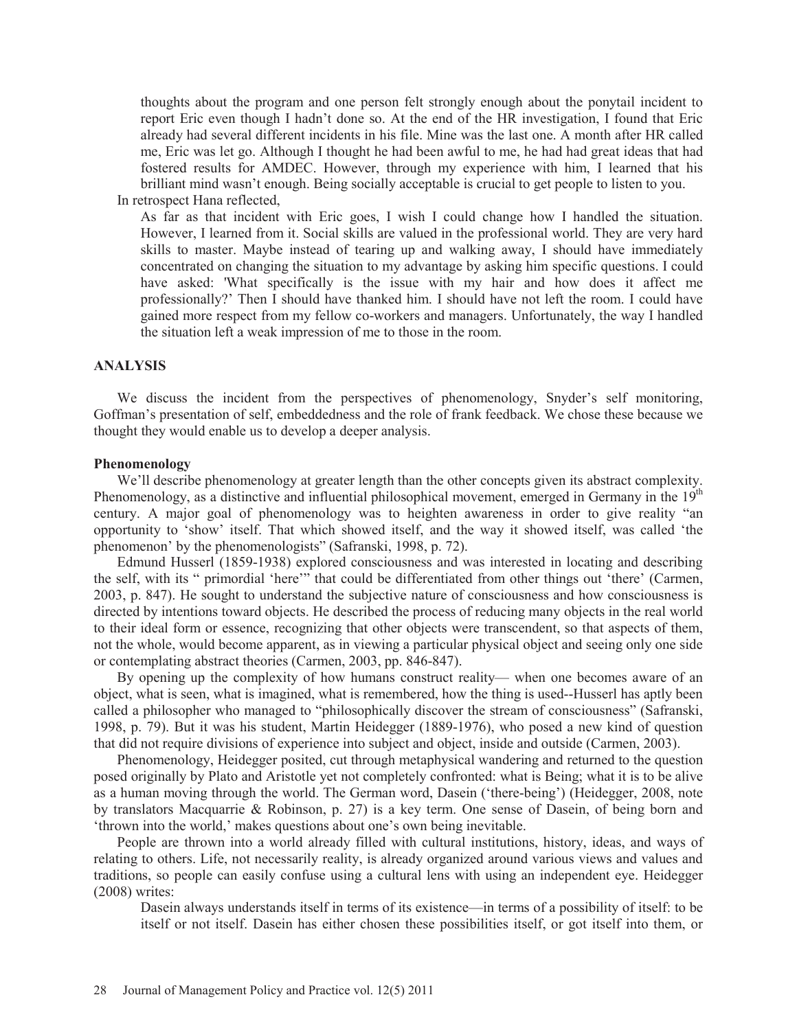thoughts about the program and one person felt strongly enough about the ponytail incident to report Eric even though I hadn't done so. At the end of the HR investigation, I found that Eric already had several different incidents in his file. Mine was the last one. A month after HR called me, Eric was let go. Although I thought he had been awful to me, he had had great ideas that had fostered results for AMDEC. However, through my experience with him, I learned that his brilliant mind wasn't enough. Being socially acceptable is crucial to get people to listen to you.

In retrospect Hana reflected,

> As far as that incident with Eric goes, I wish I could change how I handled the situation. However, I learned from it. Social skills are valued in the professional world. They are very hard skills to master. Maybe instead of tearing up and walking away, I should have immediately concentrated on changing the situation to my advantage by asking him specific questions. I could have asked: 'What specifically is the issue with my hair and how does it affect me professionally?' Then I should have thanked him. I should have not left the room. I could have gained more respect from my fellow co-workers and managers. Unfortunately, the way I handled the situation left a weak impression of me to those in the room.

## ANALYSIS

We discuss the incident from the perspectives of phenomenology, Snyder's self monitoring, Goffman's presentation of self, embeddedness and the role of frank feedback. We chose these because we thought they would enable us to develop a deeper analysis.

### Phenomenology

We'll describe phenomenology at greater length than the other concepts given its abstract complexity. Phenomenology, as a distinctive and influential philosophical movement, emerged in Germany in the 19th century. A major goal of phenomenology was to heighten awareness in order to give reality "an opportunity to 'show' itself. That which showed itself, and the way it showed itself, was called 'the phenomenon' by the phenomenologists" (Safranski, 1998, p. 72).

Edmund Husserl (1859-1938) explored consciousness and was interested in locating and describing the self, with its " primordial 'here'" that could be differentiated from other things out 'there' (Carmen, 2003, p. 847). He sought to understand the subjective nature of consciousness and how consciousness is directed by intentions toward objects. He described the process of reducing many objects in the real world to their ideal form or essence, recognizing that other objects were transcendent, so that aspects of them, not the whole, would become apparent, as in viewing a particular physical object and seeing only one side or contemplating abstract theories (Carmen, 2003, pp. 846-847).

By opening up the complexity of how humans construct reality— when one becomes aware of an object, what is seen, what is imagined, what is remembered, how the thing is used--Husserl has aptly been called a philosopher who managed to "philosophically discover the stream of consciousness" (Safranski, 1998, p. 79). But it was his student, Martin Heidegger (1889-1976), who posed a new kind of question that did not require divisions of experience into subject and object, inside and outside (Carmen, 2003).

Phenomenology, Heidegger posited, cut through metaphysical wandering and returned to the question posed originally by Plato and Aristotle yet not completely confronted: what is Being; what it is to be alive as a human moving through the world. The German word, Dasein ('there-being') (Heidegger, 2008, note by translators Macquarrie & Robinson, p. 27) is a key term. One sense of Dasein, of being born and 'thrown into the world,' makes questions about one's own being inevitable.

People are thrown into a world already filled with cultural institutions, history, ideas, and ways of relating to others. Life, not necessarily reality, is already organized around various views and values and traditions, so people can easily confuse using a cultural lens with using an independent eye. Heidegger (2008) writes:

> Dasein always understands itself in terms of its existence—in terms of a possibility of itself: to be itself or not itself. Dasein has either chosen these possibilities itself, or got itself into them, or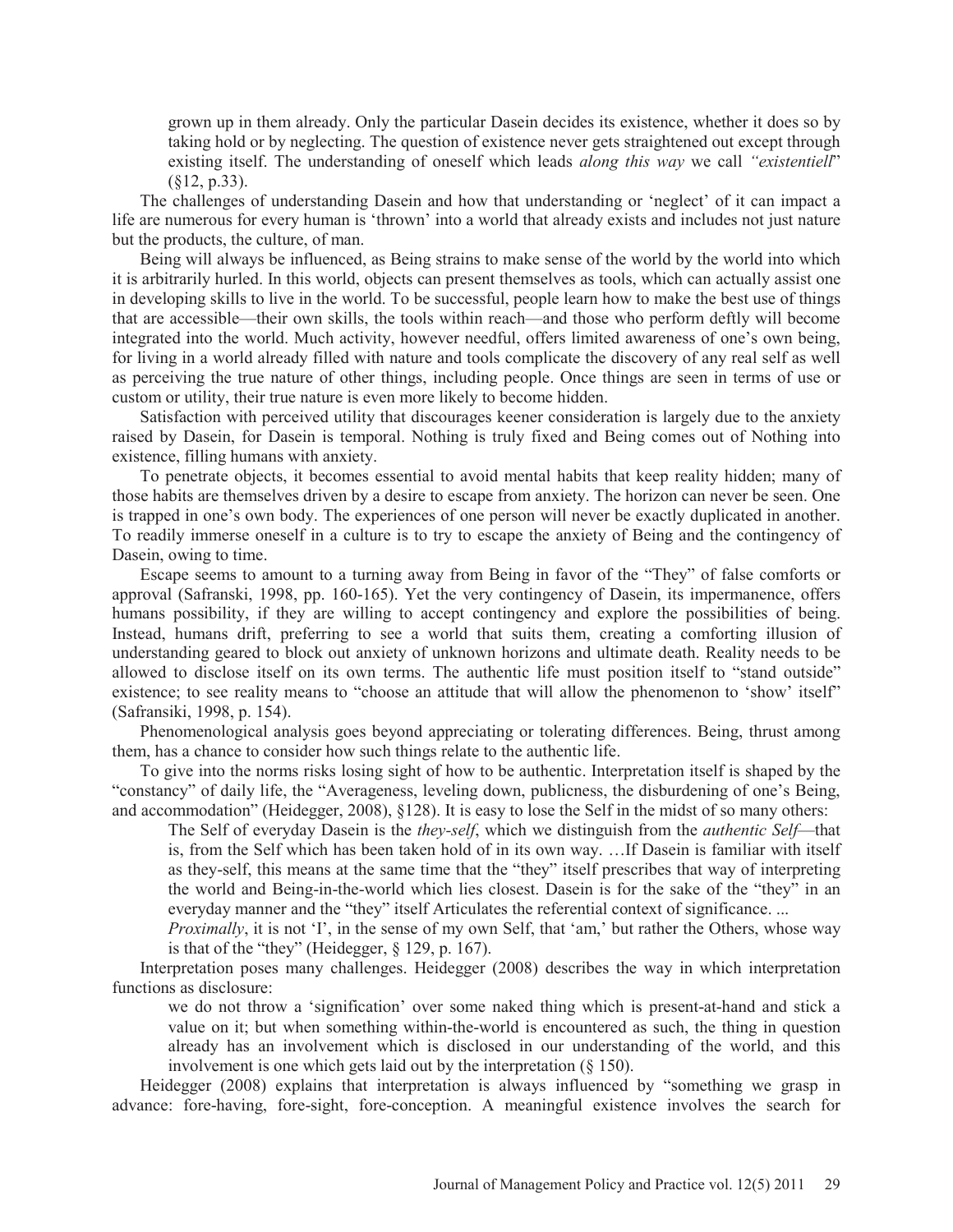grown up in them already. Only the particular Dasein decides its existence, whether it does so by taking hold or by neglecting. The question of existence never gets straightened out except through existing itself. The understanding of oneself which leads *along this way* we call *"existentiell*" (§12, p.33).

The challenges of understanding Dasein and how that understanding or 'neglect' of it can impact a life are numerous for every human is 'thrown' into a world that already exists and includes not just nature but the products, the culture, of man.

Being will always be influenced, as Being strains to make sense of the world by the world into which it is arbitrarily hurled. In this world, objects can present themselves as tools, which can actually assist one in developing skills to live in the world. To be successful, people learn how to make the best use of things that are accessible—their own skills, the tools within reach—and those who perform deftly will become integrated into the world. Much activity, however needful, offers limited awareness of one's own being, for living in a world already filled with nature and tools complicate the discovery of any real self as well as perceiving the true nature of other things, including people. Once things are seen in terms of use or custom or utility, their true nature is even more likely to become hidden.

Satisfaction with perceived utility that discourages keener consideration is largely due to the anxiety raised by Dasein, for Dasein is temporal. Nothing is truly fixed and Being comes out of Nothing into existence, filling humans with anxiety.

To penetrate objects, it becomes essential to avoid mental habits that keep reality hidden; many of those habits are themselves driven by a desire to escape from anxiety. The horizon can never be seen. One is trapped in one's own body. The experiences of one person will never be exactly duplicated in another. To readily immerse oneself in a culture is to try to escape the anxiety of Being and the contingency of Dasein, owing to time.

Escape seems to amount to a turning away from Being in favor of the "They" of false comforts or approval (Safranski, 1998, pp. 160-165). Yet the very contingency of Dasein, its impermanence, offers humans possibility, if they are willing to accept contingency and explore the possibilities of being. Instead, humans drift, preferring to see a world that suits them, creating a comforting illusion of understanding geared to block out anxiety of unknown horizons and ultimate death. Reality needs to be allowed to disclose itself on its own terms. The authentic life must position itself to "stand outside" existence; to see reality means to "choose an attitude that will allow the phenomenon to 'show' itself" (Safransiki, 1998, p. 154).

Phenomenological analysis goes beyond appreciating or tolerating differences. Being, thrust among them, has a chance to consider how such things relate to the authentic life.

To give into the norms risks losing sight of how to be authentic. Interpretation itself is shaped by the "constancy" of daily life, the "Averageness, leveling down, publicness, the disburdening of one's Being, and accommodation" (Heidegger, 2008), §128). It is easy to lose the Self in the midst of so many others:

> The Self of everyday Dasein is the *they-self*, which we distinguish from the *authentic Self*—that is, from the Self which has been taken hold of in its own way. …If Dasein is familiar with itself as they-self, this means at the same time that the "they" itself prescribes that way of interpreting the world and Being-in-the-world which lies closest. Dasein is for the sake of the "they" in an everyday manner and the "they" itself Articulates the referential context of significance. ...
>
> *Proximally*, it is not 'I', in the sense of my own Self, that 'am,' but rather the Others, whose way is that of the "they" (Heidegger, § 129, p. 167).

Interpretation poses many challenges. Heidegger (2008) describes the way in which interpretation functions as disclosure:

> we do not throw a 'signification' over some naked thing which is present-at-hand and stick a value on it; but when something within-the-world is encountered as such, the thing in question already has an involvement which is disclosed in our understanding of the world, and this involvement is one which gets laid out by the interpretation (§ 150).

Heidegger (2008) explains that interpretation is always influenced by "something we grasp in advance: fore-having, fore-sight, fore-conception. A meaningful existence involves the search for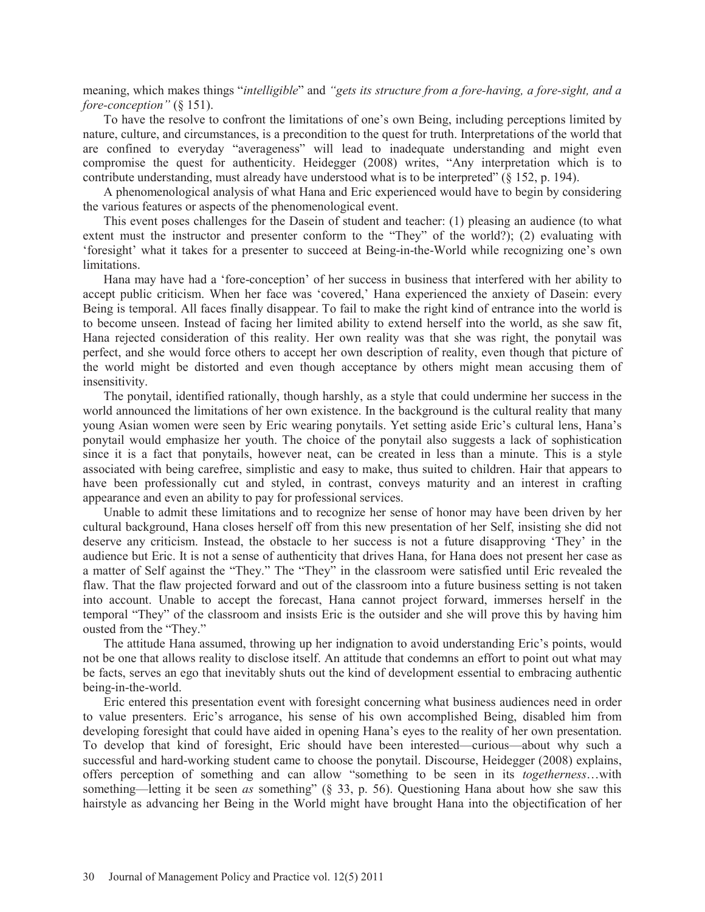meaning, which makes things "*intelligible*" and *"gets its structure from a fore-having, a fore-sight, and a fore-conception"* (§ 151).

To have the resolve to confront the limitations of one's own Being, including perceptions limited by nature, culture, and circumstances, is a precondition to the quest for truth. Interpretations of the world that are confined to everyday "averageness" will lead to inadequate understanding and might even compromise the quest for authenticity. Heidegger (2008) writes, "Any interpretation which is to contribute understanding, must already have understood what is to be interpreted" (§ 152, p. 194).

A phenomenological analysis of what Hana and Eric experienced would have to begin by considering the various features or aspects of the phenomenological event.

This event poses challenges for the Dasein of student and teacher: (1) pleasing an audience (to what extent must the instructor and presenter conform to the "They" of the world?); (2) evaluating with 'foresight' what it takes for a presenter to succeed at Being-in-the-World while recognizing one's own limitations.

Hana may have had a 'fore-conception' of her success in business that interfered with her ability to accept public criticism. When her face was 'covered,' Hana experienced the anxiety of Dasein: every Being is temporal. All faces finally disappear. To fail to make the right kind of entrance into the world is to become unseen. Instead of facing her limited ability to extend herself into the world, as she saw fit, Hana rejected consideration of this reality. Her own reality was that she was right, the ponytail was perfect, and she would force others to accept her own description of reality, even though that picture of the world might be distorted and even though acceptance by others might mean accusing them of insensitivity.

The ponytail, identified rationally, though harshly, as a style that could undermine her success in the world announced the limitations of her own existence. In the background is the cultural reality that many young Asian women were seen by Eric wearing ponytails. Yet setting aside Eric's cultural lens, Hana's ponytail would emphasize her youth. The choice of the ponytail also suggests a lack of sophistication since it is a fact that ponytails, however neat, can be created in less than a minute. This is a style associated with being carefree, simplistic and easy to make, thus suited to children. Hair that appears to have been professionally cut and styled, in contrast, conveys maturity and an interest in crafting appearance and even an ability to pay for professional services.

Unable to admit these limitations and to recognize her sense of honor may have been driven by her cultural background, Hana closes herself off from this new presentation of her Self, insisting she did not deserve any criticism. Instead, the obstacle to her success is not a future disapproving 'They' in the audience but Eric. It is not a sense of authenticity that drives Hana, for Hana does not present her case as a matter of Self against the "They." The "They" in the classroom were satisfied until Eric revealed the flaw. That the flaw projected forward and out of the classroom into a future business setting is not taken into account. Unable to accept the forecast, Hana cannot project forward, immerses herself in the temporal "They" of the classroom and insists Eric is the outsider and she will prove this by having him ousted from the "They."

The attitude Hana assumed, throwing up her indignation to avoid understanding Eric's points, would not be one that allows reality to disclose itself. An attitude that condemns an effort to point out what may be facts, serves an ego that inevitably shuts out the kind of development essential to embracing authentic being-in-the-world.

Eric entered this presentation event with foresight concerning what business audiences need in order to value presenters. Eric's arrogance, his sense of his own accomplished Being, disabled him from developing foresight that could have aided in opening Hana's eyes to the reality of her own presentation. To develop that kind of foresight, Eric should have been interested—curious—about why such a successful and hard-working student came to choose the ponytail. Discourse, Heidegger (2008) explains, offers perception of something and can allow "something to be seen in its *togetherness*…with something—letting it be seen *as* something" (§ 33, p. 56). Questioning Hana about how she saw this hairstyle as advancing her Being in the World might have brought Hana into the objectification of her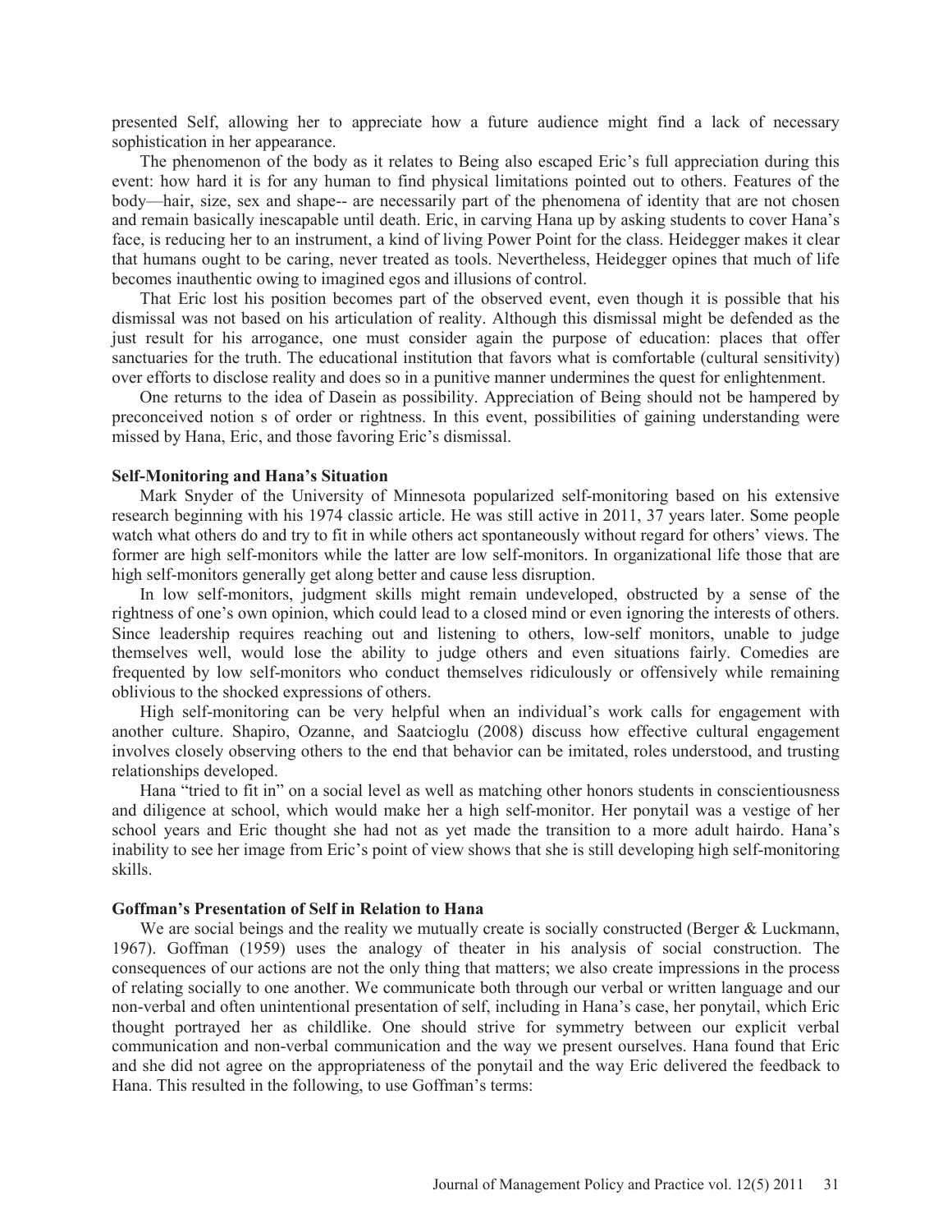presented Self, allowing her to appreciate how a future audience might find a lack of necessary sophistication in her appearance.

The phenomenon of the body as it relates to Being also escaped Eric's full appreciation during this event: how hard it is for any human to find physical limitations pointed out to others. Features of the body—hair, size, sex and shape-- are necessarily part of the phenomena of identity that are not chosen and remain basically inescapable until death. Eric, in carving Hana up by asking students to cover Hana's face, is reducing her to an instrument, a kind of living Power Point for the class. Heidegger makes it clear that humans ought to be caring, never treated as tools. Nevertheless, Heidegger opines that much of life becomes inauthentic owing to imagined egos and illusions of control.

That Eric lost his position becomes part of the observed event, even though it is possible that his dismissal was not based on his articulation of reality. Although this dismissal might be defended as the just result for his arrogance, one must consider again the purpose of education: places that offer sanctuaries for the truth. The educational institution that favors what is comfortable (cultural sensitivity) over efforts to disclose reality and does so in a punitive manner undermines the quest for enlightenment.

One returns to the idea of Dasein as possibility. Appreciation of Being should not be hampered by preconceived notion s of order or rightness. In this event, possibilities of gaining understanding were missed by Hana, Eric, and those favoring Eric's dismissal.

### Self-Monitoring and Hana's Situation

Mark Snyder of the University of Minnesota popularized self-monitoring based on his extensive research beginning with his 1974 classic article. He was still active in 2011, 37 years later. Some people watch what others do and try to fit in while others act spontaneously without regard for others' views. The former are high self-monitors while the latter are low self-monitors. In organizational life those that are high self-monitors generally get along better and cause less disruption.

In low self-monitors, judgment skills might remain undeveloped, obstructed by a sense of the rightness of one's own opinion, which could lead to a closed mind or even ignoring the interests of others. Since leadership requires reaching out and listening to others, low-self monitors, unable to judge themselves well, would lose the ability to judge others and even situations fairly. Comedies are frequented by low self-monitors who conduct themselves ridiculously or offensively while remaining oblivious to the shocked expressions of others.

High self-monitoring can be very helpful when an individual's work calls for engagement with another culture. Shapiro, Ozanne, and Saatcioglu (2008) discuss how effective cultural engagement involves closely observing others to the end that behavior can be imitated, roles understood, and trusting relationships developed.

Hana "tried to fit in" on a social level as well as matching other honors students in conscientiousness and diligence at school, which would make her a high self-monitor. Her ponytail was a vestige of her school years and Eric thought she had not as yet made the transition to a more adult hairdo. Hana's inability to see her image from Eric's point of view shows that she is still developing high self-monitoring skills.

### Goffman's Presentation of Self in Relation to Hana

We are social beings and the reality we mutually create is socially constructed (Berger & Luckmann, 1967). Goffman (1959) uses the analogy of theater in his analysis of social construction. The consequences of our actions are not the only thing that matters; we also create impressions in the process of relating socially to one another. We communicate both through our verbal or written language and our non-verbal and often unintentional presentation of self, including in Hana's case, her ponytail, which Eric thought portrayed her as childlike. One should strive for symmetry between our explicit verbal communication and non-verbal communication and the way we present ourselves. Hana found that Eric and she did not agree on the appropriateness of the ponytail and the way Eric delivered the feedback to Hana. This resulted in the following, to use Goffman's terms: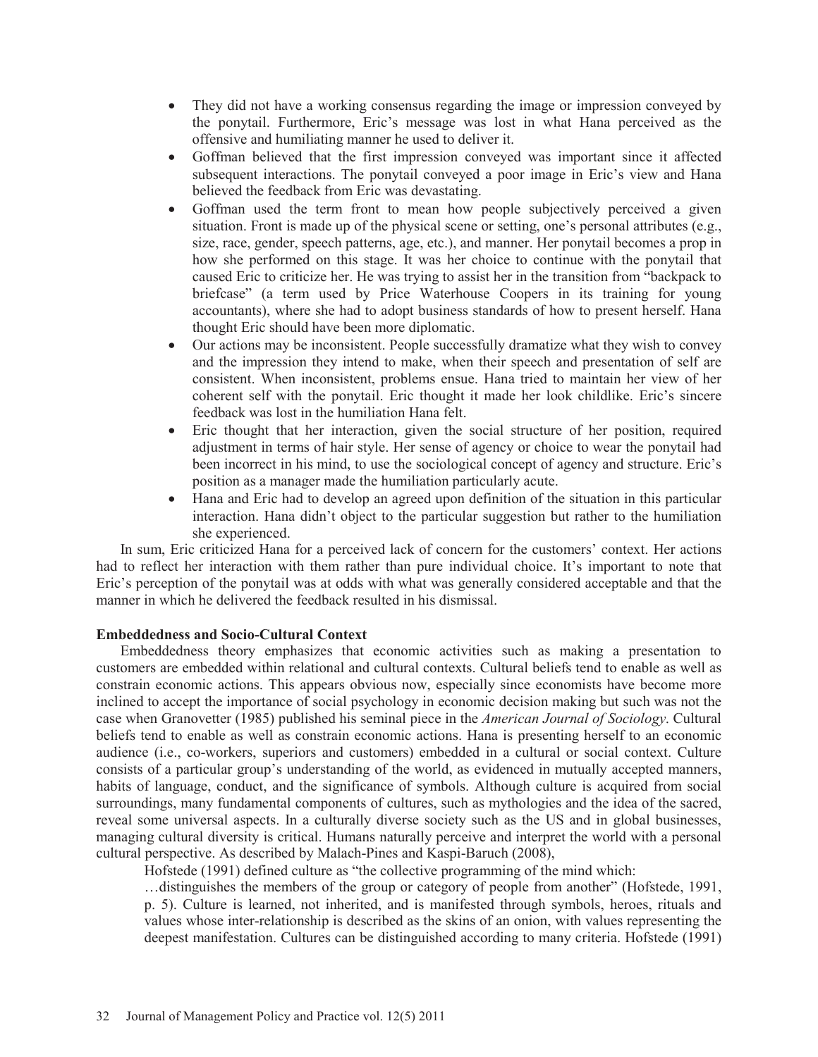- They did not have a working consensus regarding the image or impression conveyed by the ponytail. Furthermore, Eric's message was lost in what Hana perceived as the offensive and humiliating manner he used to deliver it.
- Goffman believed that the first impression conveyed was important since it affected subsequent interactions. The ponytail conveyed a poor image in Eric's view and Hana believed the feedback from Eric was devastating.
- Goffman used the term front to mean how people subjectively perceived a given situation. Front is made up of the physical scene or setting, one's personal attributes (e.g., size, race, gender, speech patterns, age, etc.), and manner. Her ponytail becomes a prop in how she performed on this stage. It was her choice to continue with the ponytail that caused Eric to criticize her. He was trying to assist her in the transition from "backpack to briefcase" (a term used by Price Waterhouse Coopers in its training for young accountants), where she had to adopt business standards of how to present herself. Hana thought Eric should have been more diplomatic.
- Our actions may be inconsistent. People successfully dramatize what they wish to convey and the impression they intend to make, when their speech and presentation of self are consistent. When inconsistent, problems ensue. Hana tried to maintain her view of her coherent self with the ponytail. Eric thought it made her look childlike. Eric's sincere feedback was lost in the humiliation Hana felt.
- Eric thought that her interaction, given the social structure of her position, required adjustment in terms of hair style. Her sense of agency or choice to wear the ponytail had been incorrect in his mind, to use the sociological concept of agency and structure. Eric's position as a manager made the humiliation particularly acute.
- Hana and Eric had to develop an agreed upon definition of the situation in this particular interaction. Hana didn't object to the particular suggestion but rather to the humiliation she experienced.

In sum, Eric criticized Hana for a perceived lack of concern for the customers' context. Her actions had to reflect her interaction with them rather than pure individual choice. It's important to note that Eric's perception of the ponytail was at odds with what was generally considered acceptable and that the manner in which he delivered the feedback resulted in his dismissal.

**Embeddedness and Socio-Cultural Context**

Embeddedness theory emphasizes that economic activities such as making a presentation to customers are embedded within relational and cultural contexts. Cultural beliefs tend to enable as well as constrain economic actions. This appears obvious now, especially since economists have become more inclined to accept the importance of social psychology in economic decision making but such was not the case when Granovetter (1985) published his seminal piece in the *American Journal of Sociology*. Cultural beliefs tend to enable as well as constrain economic actions. Hana is presenting herself to an economic audience (i.e., co-workers, superiors and customers) embedded in a cultural or social context. Culture consists of a particular group's understanding of the world, as evidenced in mutually accepted manners, habits of language, conduct, and the significance of symbols. Although culture is acquired from social surroundings, many fundamental components of cultures, such as mythologies and the idea of the sacred, reveal some universal aspects. In a culturally diverse society such as the US and in global businesses, managing cultural diversity is critical. Humans naturally perceive and interpret the world with a personal cultural perspective. As described by Malach-Pines and Kaspi-Baruch (2008),

> Hofstede (1991) defined culture as "the collective programming of the mind which:
> …distinguishes the members of the group or category of people from another" (Hofstede, 1991, p. 5). Culture is learned, not inherited, and is manifested through symbols, heroes, rituals and values whose inter-relationship is described as the skins of an onion, with values representing the deepest manifestation. Cultures can be distinguished according to many criteria. Hofstede (1991)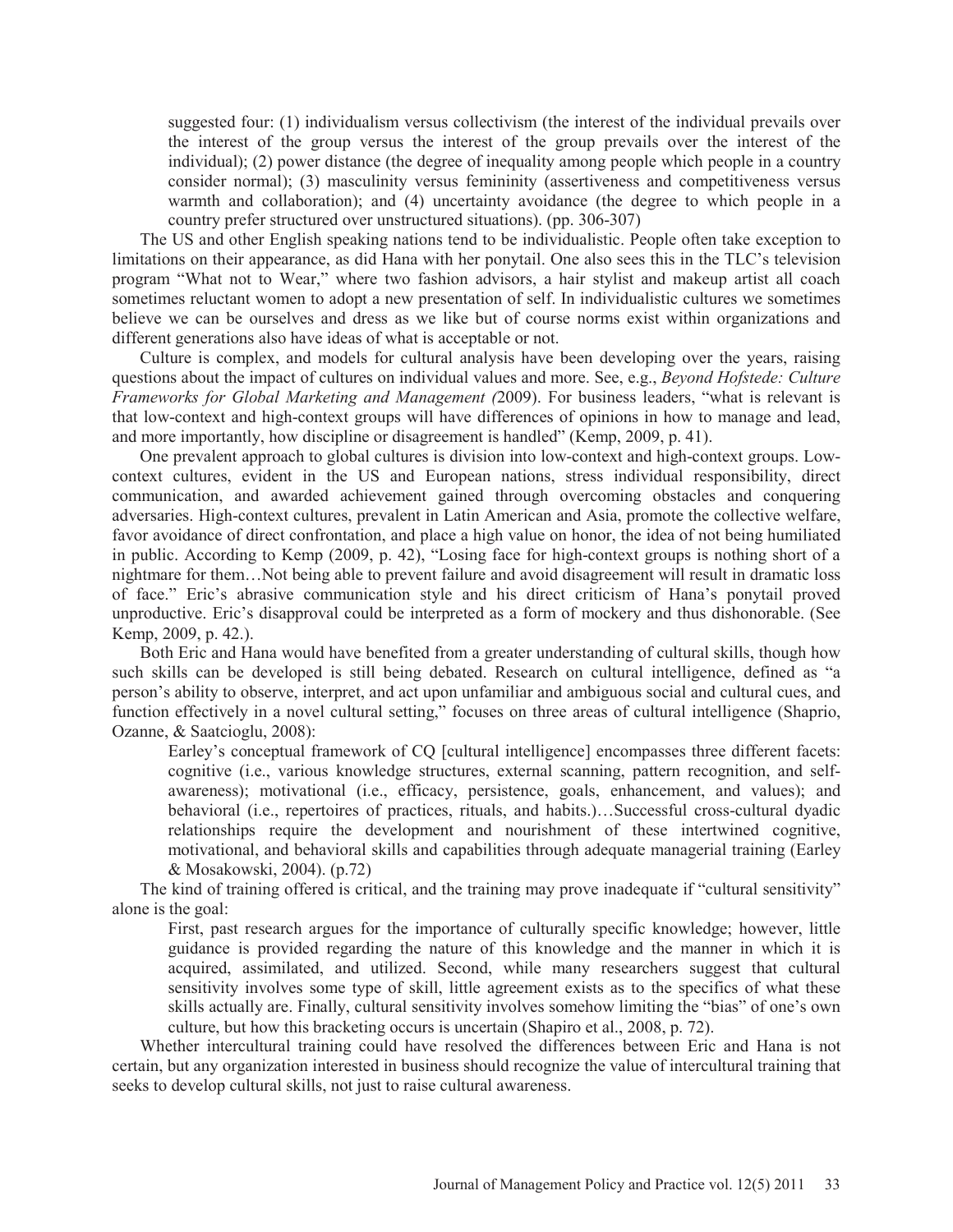> suggested four: (1) individualism versus collectivism (the interest of the individual prevails over the interest of the group versus the interest of the group prevails over the interest of the individual); (2) power distance (the degree of inequality among people which people in a country consider normal); (3) masculinity versus femininity (assertiveness and competitiveness versus warmth and collaboration); and (4) uncertainty avoidance (the degree to which people in a country prefer structured over unstructured situations). (pp. 306-307)

The US and other English speaking nations tend to be individualistic. People often take exception to limitations on their appearance, as did Hana with her ponytail. One also sees this in the TLC's television program "What not to Wear," where two fashion advisors, a hair stylist and makeup artist all coach sometimes reluctant women to adopt a new presentation of self. In individualistic cultures we sometimes believe we can be ourselves and dress as we like but of course norms exist within organizations and different generations also have ideas of what is acceptable or not.

Culture is complex, and models for cultural analysis have been developing over the years, raising questions about the impact of cultures on individual values and more. See, e.g., *Beyond Hofstede: Culture Frameworks for Global Marketing and Management (*2009). For business leaders, "what is relevant is that low-context and high-context groups will have differences of opinions in how to manage and lead, and more importantly, how discipline or disagreement is handled" (Kemp, 2009, p. 41).

One prevalent approach to global cultures is division into low-context and high-context groups. Low-context cultures, evident in the US and European nations, stress individual responsibility, direct communication, and awarded achievement gained through overcoming obstacles and conquering adversaries. High-context cultures, prevalent in Latin American and Asia, promote the collective welfare, favor avoidance of direct confrontation, and place a high value on honor, the idea of not being humiliated in public. According to Kemp (2009, p. 42), "Losing face for high-context groups is nothing short of a nightmare for them…Not being able to prevent failure and avoid disagreement will result in dramatic loss of face." Eric's abrasive communication style and his direct criticism of Hana's ponytail proved unproductive. Eric's disapproval could be interpreted as a form of mockery and thus dishonorable. (See Kemp, 2009, p. 42.).

Both Eric and Hana would have benefited from a greater understanding of cultural skills, though how such skills can be developed is still being debated. Research on cultural intelligence, defined as "a person's ability to observe, interpret, and act upon unfamiliar and ambiguous social and cultural cues, and function effectively in a novel cultural setting," focuses on three areas of cultural intelligence (Shaprio, Ozanne, & Saatcioglu, 2008):

> Earley's conceptual framework of CQ [cultural intelligence] encompasses three different facets: cognitive (i.e., various knowledge structures, external scanning, pattern recognition, and self-awareness); motivational (i.e., efficacy, persistence, goals, enhancement, and values); and behavioral (i.e., repertoires of practices, rituals, and habits.)…Successful cross-cultural dyadic relationships require the development and nourishment of these intertwined cognitive, motivational, and behavioral skills and capabilities through adequate managerial training (Earley & Mosakowski, 2004). (p.72)

The kind of training offered is critical, and the training may prove inadequate if "cultural sensitivity" alone is the goal:

> First, past research argues for the importance of culturally specific knowledge; however, little guidance is provided regarding the nature of this knowledge and the manner in which it is acquired, assimilated, and utilized. Second, while many researchers suggest that cultural sensitivity involves some type of skill, little agreement exists as to the specifics of what these skills actually are. Finally, cultural sensitivity involves somehow limiting the "bias" of one's own culture, but how this bracketing occurs is uncertain (Shapiro et al., 2008, p. 72).

Whether intercultural training could have resolved the differences between Eric and Hana is not certain, but any organization interested in business should recognize the value of intercultural training that seeks to develop cultural skills, not just to raise cultural awareness.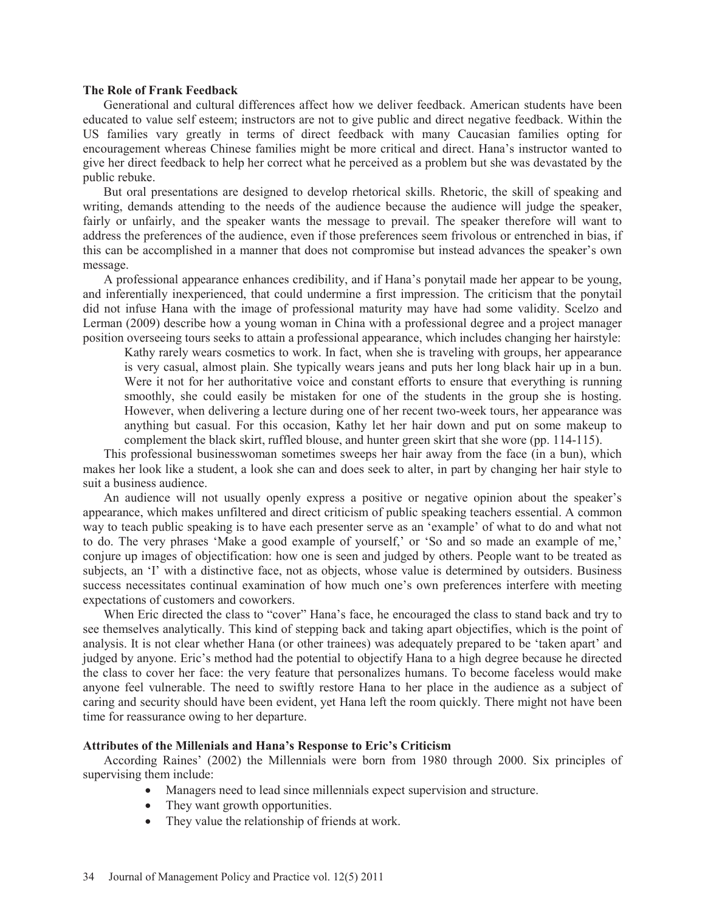### The Role of Frank Feedback

Generational and cultural differences affect how we deliver feedback. American students have been educated to value self esteem; instructors are not to give public and direct negative feedback. Within the US families vary greatly in terms of direct feedback with many Caucasian families opting for encouragement whereas Chinese families might be more critical and direct. Hana's instructor wanted to give her direct feedback to help her correct what he perceived as a problem but she was devastated by the public rebuke.

But oral presentations are designed to develop rhetorical skills. Rhetoric, the skill of speaking and writing, demands attending to the needs of the audience because the audience will judge the speaker, fairly or unfairly, and the speaker wants the message to prevail. The speaker therefore will want to address the preferences of the audience, even if those preferences seem frivolous or entrenched in bias, if this can be accomplished in a manner that does not compromise but instead advances the speaker's own message.

A professional appearance enhances credibility, and if Hana's ponytail made her appear to be young, and inferentially inexperienced, that could undermine a first impression. The criticism that the ponytail did not infuse Hana with the image of professional maturity may have had some validity. Scelzo and Lerman (2009) describe how a young woman in China with a professional degree and a project manager position overseeing tours seeks to attain a professional appearance, which includes changing her hairstyle:

> Kathy rarely wears cosmetics to work. In fact, when she is traveling with groups, her appearance is very casual, almost plain. She typically wears jeans and puts her long black hair up in a bun. Were it not for her authoritative voice and constant efforts to ensure that everything is running smoothly, she could easily be mistaken for one of the students in the group she is hosting. However, when delivering a lecture during one of her recent two-week tours, her appearance was anything but casual. For this occasion, Kathy let her hair down and put on some makeup to complement the black skirt, ruffled blouse, and hunter green skirt that she wore (pp. 114-115).

This professional businesswoman sometimes sweeps her hair away from the face (in a bun), which makes her look like a student, a look she can and does seek to alter, in part by changing her hair style to suit a business audience.

An audience will not usually openly express a positive or negative opinion about the speaker's appearance, which makes unfiltered and direct criticism of public speaking teachers essential. A common way to teach public speaking is to have each presenter serve as an 'example' of what to do and what not to do. The very phrases 'Make a good example of yourself,' or 'So and so made an example of me,' conjure up images of objectification: how one is seen and judged by others. People want to be treated as subjects, an 'I' with a distinctive face, not as objects, whose value is determined by outsiders. Business success necessitates continual examination of how much one's own preferences interfere with meeting expectations of customers and coworkers.

When Eric directed the class to "cover" Hana's face, he encouraged the class to stand back and try to see themselves analytically. This kind of stepping back and taking apart objectifies, which is the point of analysis. It is not clear whether Hana (or other trainees) was adequately prepared to be 'taken apart' and judged by anyone. Eric's method had the potential to objectify Hana to a high degree because he directed the class to cover her face: the very feature that personalizes humans. To become faceless would make anyone feel vulnerable. The need to swiftly restore Hana to her place in the audience as a subject of caring and security should have been evident, yet Hana left the room quickly. There might not have been time for reassurance owing to her departure.

### Attributes of the Millenials and Hana's Response to Eric's Criticism

According Raines' (2002) the Millennials were born from 1980 through 2000. Six principles of supervising them include:

- Managers need to lead since millennials expect supervision and structure.
- They want growth opportunities.
- They value the relationship of friends at work.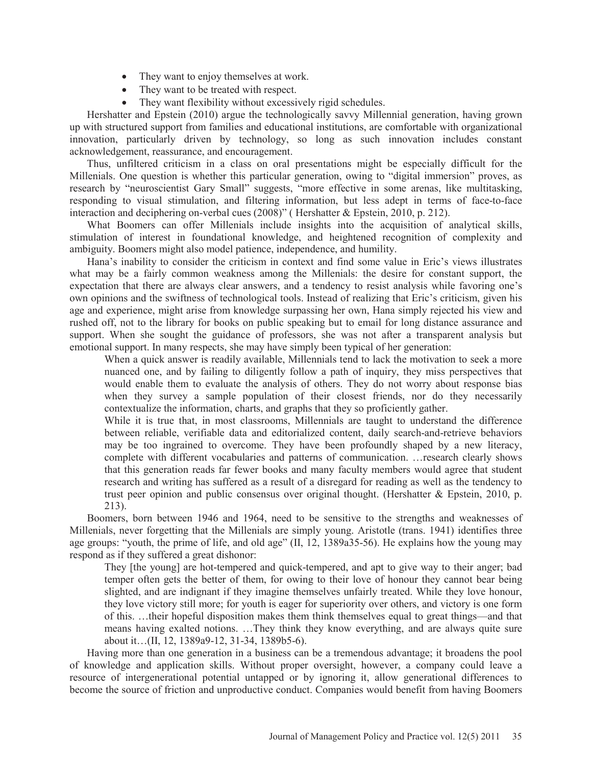- They want to enjoy themselves at work.
- They want to be treated with respect.
- They want flexibility without excessively rigid schedules.

Hershatter and Epstein (2010) argue the technologically savvy Millennial generation, having grown up with structured support from families and educational institutions, are comfortable with organizational innovation, particularly driven by technology, so long as such innovation includes constant acknowledgement, reassurance, and encouragement.

Thus, unfiltered criticism in a class on oral presentations might be especially difficult for the Millenials. One question is whether this particular generation, owing to "digital immersion" proves, as research by "neuroscientist Gary Small" suggests, "more effective in some arenas, like multitasking, responding to visual stimulation, and filtering information, but less adept in terms of face-to-face interaction and deciphering on-verbal cues (2008)" ( Hershatter & Epstein, 2010, p. 212).

What Boomers can offer Millenials include insights into the acquisition of analytical skills, stimulation of interest in foundational knowledge, and heightened recognition of complexity and ambiguity. Boomers might also model patience, independence, and humility.

Hana's inability to consider the criticism in context and find some value in Eric's views illustrates what may be a fairly common weakness among the Millenials: the desire for constant support, the expectation that there are always clear answers, and a tendency to resist analysis while favoring one's own opinions and the swiftness of technological tools. Instead of realizing that Eric's criticism, given his age and experience, might arise from knowledge surpassing her own, Hana simply rejected his view and rushed off, not to the library for books on public speaking but to email for long distance assurance and support. When she sought the guidance of professors, she was not after a transparent analysis but emotional support. In many respects, she may have simply been typical of her generation:

> When a quick answer is readily available, Millennials tend to lack the motivation to seek a more nuanced one, and by failing to diligently follow a path of inquiry, they miss perspectives that would enable them to evaluate the analysis of others. They do not worry about response bias when they survey a sample population of their closest friends, nor do they necessarily contextualize the information, charts, and graphs that they so proficiently gather.
>
> While it is true that, in most classrooms, Millennials are taught to understand the difference between reliable, verifiable data and editorialized content, daily search-and-retrieve behaviors may be too ingrained to overcome. They have been profoundly shaped by a new literacy, complete with different vocabularies and patterns of communication. …research clearly shows that this generation reads far fewer books and many faculty members would agree that student research and writing has suffered as a result of a disregard for reading as well as the tendency to trust peer opinion and public consensus over original thought. (Hershatter & Epstein, 2010, p. 213).

Boomers, born between 1946 and 1964, need to be sensitive to the strengths and weaknesses of Millenials, never forgetting that the Millenials are simply young. Aristotle (trans. 1941) identifies three age groups: "youth, the prime of life, and old age" (II, 12, 1389a35-56). He explains how the young may respond as if they suffered a great dishonor:

> They [the young] are hot-tempered and quick-tempered, and apt to give way to their anger; bad temper often gets the better of them, for owing to their love of honour they cannot bear being slighted, and are indignant if they imagine themselves unfairly treated. While they love honour, they love victory still more; for youth is eager for superiority over others, and victory is one form of this. …their hopeful disposition makes them think themselves equal to great things—and that means having exalted notions. …They think they know everything, and are always quite sure about it…(II, 12, 1389a9-12, 31-34, 1389b5-6).

Having more than one generation in a business can be a tremendous advantage; it broadens the pool of knowledge and application skills. Without proper oversight, however, a company could leave a resource of intergenerational potential untapped or by ignoring it, allow generational differences to become the source of friction and unproductive conduct. Companies would benefit from having Boomers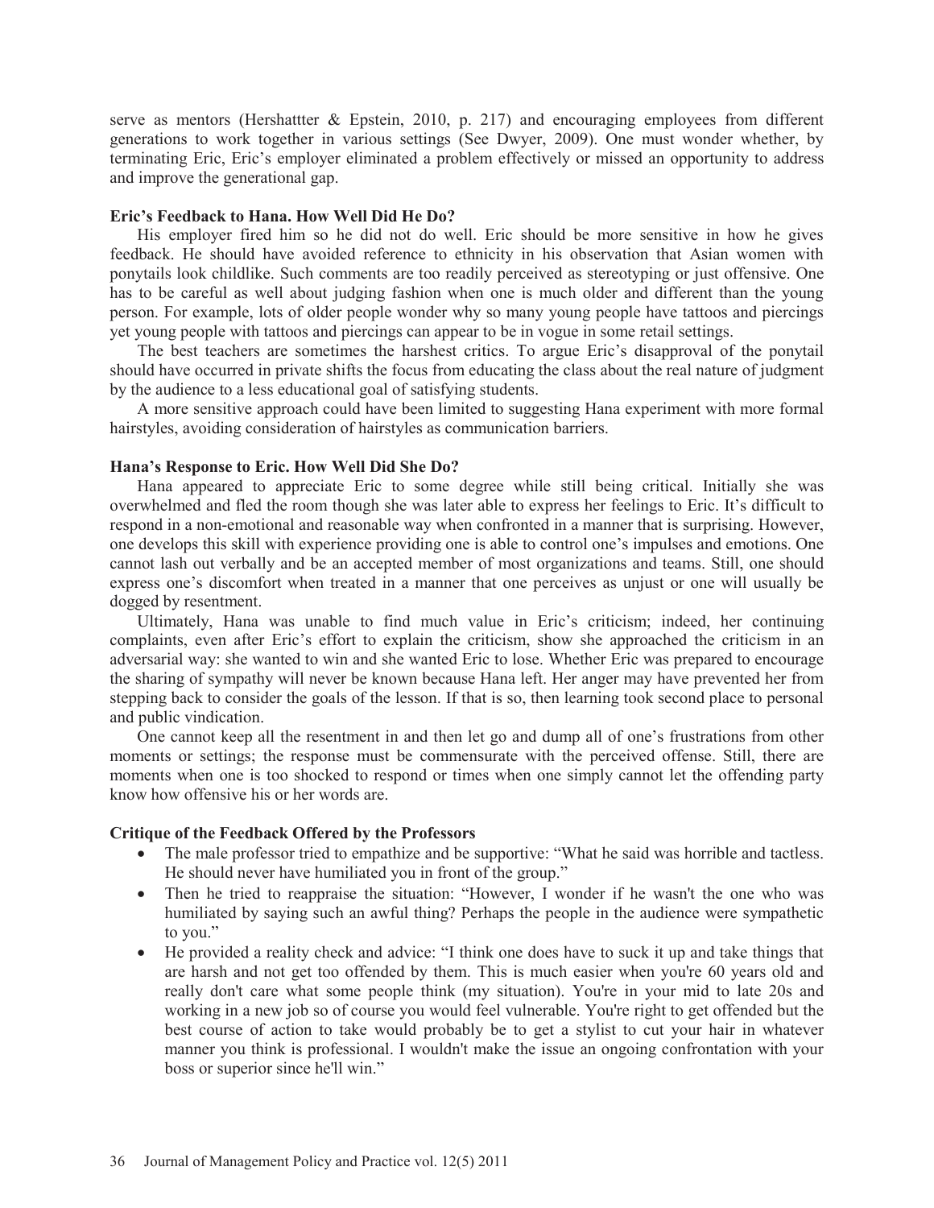serve as mentors (Hershattter & Epstein, 2010, p. 217) and encouraging employees from different generations to work together in various settings (See Dwyer, 2009). One must wonder whether, by terminating Eric, Eric's employer eliminated a problem effectively or missed an opportunity to address and improve the generational gap.

**Eric's Feedback to Hana. How Well Did He Do?**

His employer fired him so he did not do well. Eric should be more sensitive in how he gives feedback. He should have avoided reference to ethnicity in his observation that Asian women with ponytails look childlike. Such comments are too readily perceived as stereotyping or just offensive. One has to be careful as well about judging fashion when one is much older and different than the young person. For example, lots of older people wonder why so many young people have tattoos and piercings yet young people with tattoos and piercings can appear to be in vogue in some retail settings.

The best teachers are sometimes the harshest critics. To argue Eric's disapproval of the ponytail should have occurred in private shifts the focus from educating the class about the real nature of judgment by the audience to a less educational goal of satisfying students.

A more sensitive approach could have been limited to suggesting Hana experiment with more formal hairstyles, avoiding consideration of hairstyles as communication barriers.

**Hana's Response to Eric. How Well Did She Do?**

Hana appeared to appreciate Eric to some degree while still being critical. Initially she was overwhelmed and fled the room though she was later able to express her feelings to Eric. It's difficult to respond in a non-emotional and reasonable way when confronted in a manner that is surprising. However, one develops this skill with experience providing one is able to control one's impulses and emotions. One cannot lash out verbally and be an accepted member of most organizations and teams. Still, one should express one's discomfort when treated in a manner that one perceives as unjust or one will usually be dogged by resentment.

Ultimately, Hana was unable to find much value in Eric's criticism; indeed, her continuing complaints, even after Eric's effort to explain the criticism, show she approached the criticism in an adversarial way: she wanted to win and she wanted Eric to lose. Whether Eric was prepared to encourage the sharing of sympathy will never be known because Hana left. Her anger may have prevented her from stepping back to consider the goals of the lesson. If that is so, then learning took second place to personal and public vindication.

One cannot keep all the resentment in and then let go and dump all of one's frustrations from other moments or settings; the response must be commensurate with the perceived offense. Still, there are moments when one is too shocked to respond or times when one simply cannot let the offending party know how offensive his or her words are.

**Critique of the Feedback Offered by the Professors**

- The male professor tried to empathize and be supportive: "What he said was horrible and tactless. He should never have humiliated you in front of the group."
- Then he tried to reappraise the situation: "However, I wonder if he wasn't the one who was humiliated by saying such an awful thing? Perhaps the people in the audience were sympathetic to you."
- He provided a reality check and advice: "I think one does have to suck it up and take things that are harsh and not get too offended by them. This is much easier when you're 60 years old and really don't care what some people think (my situation). You're in your mid to late 20s and working in a new job so of course you would feel vulnerable. You're right to get offended but the best course of action to take would probably be to get a stylist to cut your hair in whatever manner you think is professional. I wouldn't make the issue an ongoing confrontation with your boss or superior since he'll win."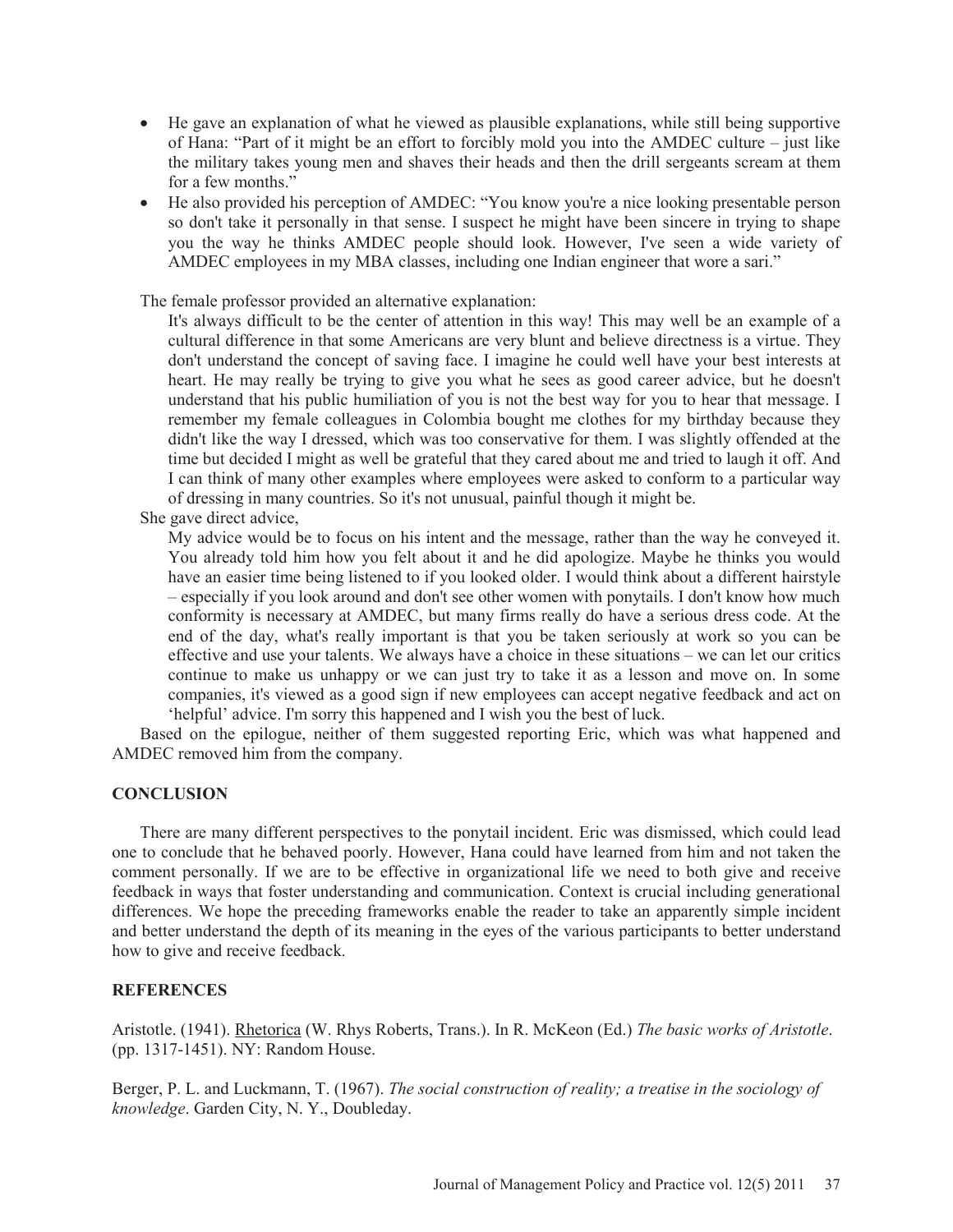- He gave an explanation of what he viewed as plausible explanations, while still being supportive of Hana: "Part of it might be an effort to forcibly mold you into the AMDEC culture – just like the military takes young men and shaves their heads and then the drill sergeants scream at them for a few months."
- He also provided his perception of AMDEC: "You know you're a nice looking presentable person so don't take it personally in that sense. I suspect he might have been sincere in trying to shape you the way he thinks AMDEC people should look. However, I've seen a wide variety of AMDEC employees in my MBA classes, including one Indian engineer that wore a sari."

The female professor provided an alternative explanation:

> It's always difficult to be the center of attention in this way! This may well be an example of a cultural difference in that some Americans are very blunt and believe directness is a virtue. They don't understand the concept of saving face. I imagine he could well have your best interests at heart. He may really be trying to give you what he sees as good career advice, but he doesn't understand that his public humiliation of you is not the best way for you to hear that message. I remember my female colleagues in Colombia bought me clothes for my birthday because they didn't like the way I dressed, which was too conservative for them. I was slightly offended at the time but decided I might as well be grateful that they cared about me and tried to laugh it off. And I can think of many other examples where employees were asked to conform to a particular way of dressing in many countries. So it's not unusual, painful though it might be.

She gave direct advice,

> My advice would be to focus on his intent and the message, rather than the way he conveyed it. You already told him how you felt about it and he did apologize. Maybe he thinks you would have an easier time being listened to if you looked older. I would think about a different hairstyle – especially if you look around and don't see other women with ponytails. I don't know how much conformity is necessary at AMDEC, but many firms really do have a serious dress code. At the end of the day, what's really important is that you be taken seriously at work so you can be effective and use your talents. We always have a choice in these situations – we can let our critics continue to make us unhappy or we can just try to take it as a lesson and move on. In some companies, it's viewed as a good sign if new employees can accept negative feedback and act on 'helpful' advice. I'm sorry this happened and I wish you the best of luck.

Based on the epilogue, neither of them suggested reporting Eric, which was what happened and AMDEC removed him from the company.

## CONCLUSION

There are many different perspectives to the ponytail incident. Eric was dismissed, which could lead one to conclude that he behaved poorly. However, Hana could have learned from him and not taken the comment personally. If we are to be effective in organizational life we need to both give and receive feedback in ways that foster understanding and communication. Context is crucial including generational differences. We hope the preceding frameworks enable the reader to take an apparently simple incident and better understand the depth of its meaning in the eyes of the various participants to better understand how to give and receive feedback.

## REFERENCES

Aristotle. (1941). Rhetorica (W. Rhys Roberts, Trans.). In R. McKeon (Ed.) *The basic works of Aristotle*. (pp. 1317-1451). NY: Random House.

Berger, P. L. and Luckmann, T. (1967). *The social construction of reality; a treatise in the sociology of knowledge*. Garden City, N. Y., Doubleday.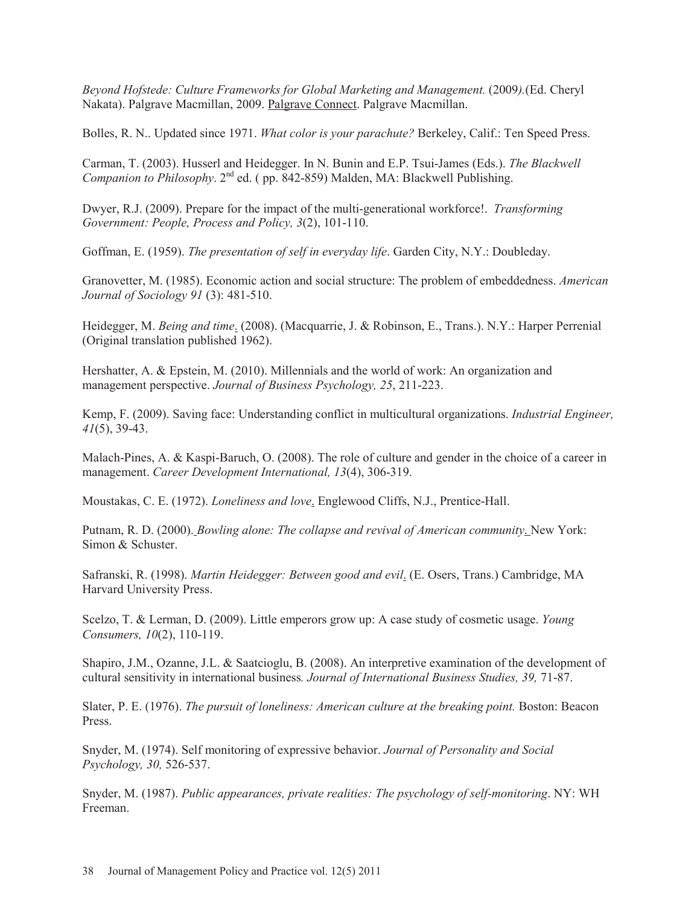*Beyond Hofstede: Culture Frameworks for Global Marketing and Management.* (2009*).*(Ed. Cheryl Nakata). Palgrave Macmillan, 2009. Palgrave Connect. Palgrave Macmillan.

Bolles, R. N.. Updated since 1971. *What color is your parachute?* Berkeley, Calif.: Ten Speed Press.

Carman, T. (2003). Husserl and Heidegger. In N. Bunin and E.P. Tsui-James (Eds.). *The Blackwell Companion to Philosophy*. 2nd ed. ( pp. 842-859) Malden, MA: Blackwell Publishing.

Dwyer, R.J. (2009). Prepare for the impact of the multi-generational workforce!. *Transforming Government: People, Process and Policy, 3*(2), 101-110.

Goffman, E. (1959). *The presentation of self in everyday life*. Garden City, N.Y.: Doubleday.

Granovetter, M. (1985). Economic action and social structure: The problem of embeddedness. *American Journal of Sociology 91* (3): 481-510.

Heidegger, M. *Being and time*. (2008). (Macquarrie, J. & Robinson, E., Trans.). N.Y.: Harper Perrenial (Original translation published 1962).

Hershatter, A. & Epstein, M. (2010). Millennials and the world of work: An organization and management perspective. *Journal of Business Psychology, 25*, 211-223.

Kemp, F. (2009). Saving face: Understanding conflict in multicultural organizations. *Industrial Engineer, 41*(5), 39-43.

Malach-Pines, A. & Kaspi-Baruch, O. (2008). The role of culture and gender in the choice of a career in management. *Career Development International, 13*(4), 306-319.

Moustakas, C. E. (1972). *Loneliness and love*. Englewood Cliffs, N.J., Prentice-Hall.

Putnam, R. D. (2000). *Bowling alone: The collapse and revival of American community*. New York: Simon & Schuster.

Safranski, R. (1998). *Martin Heidegger: Between good and evil*. (E. Osers, Trans.) Cambridge, MA Harvard University Press.

Scelzo, T. & Lerman, D. (2009). Little emperors grow up: A case study of cosmetic usage. *Young Consumers, 10*(2), 110-119.

Shapiro, J.M., Ozanne, J.L. & Saatcioglu, B. (2008). An interpretive examination of the development of cultural sensitivity in international business*. Journal of International Business Studies, 39,* 71-87.

Slater, P. E. (1976). *The pursuit of loneliness: American culture at the breaking point.* Boston: Beacon Press.

Snyder, M. (1974). Self monitoring of expressive behavior. *Journal of Personality and Social Psychology, 30,* 526-537.

Snyder, M. (1987). *Public appearances, private realities: The psychology of self-monitoring*. NY: WH Freeman.